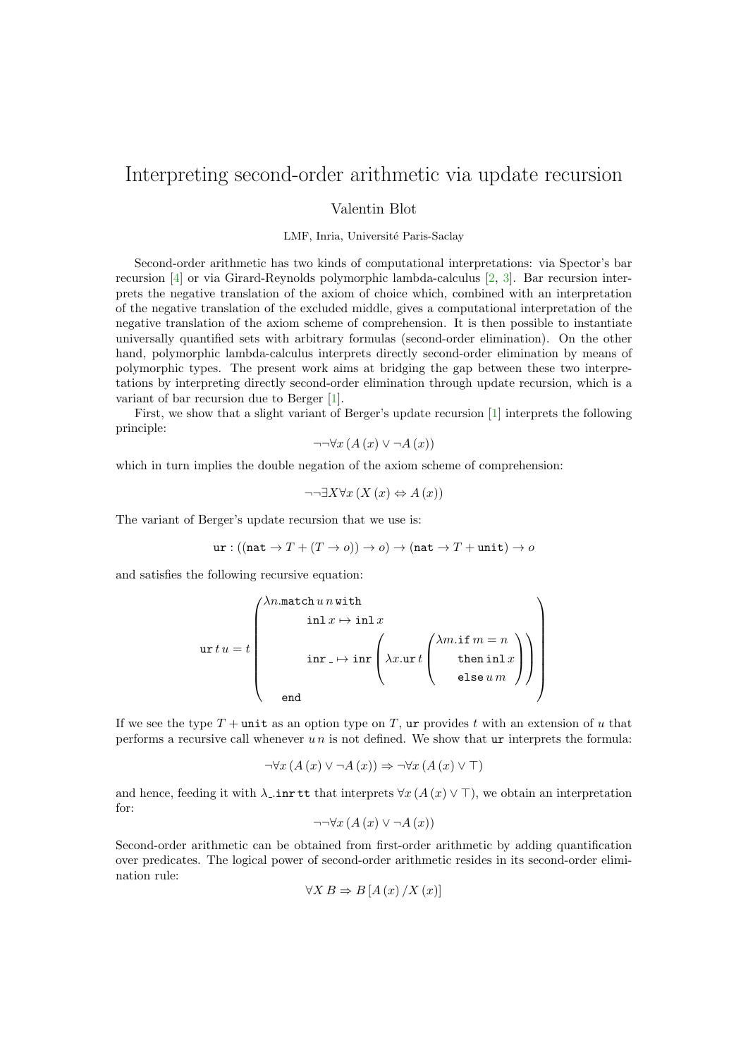# Interpreting second-order arithmetic via update recursion

Valentin Blot

LMF, Inria, Université Paris-Saclay

Second-order arithmetic has two kinds of computational interpretations: via Spector's bar recursion [4] or via Girard-Reynolds polymorphic lambda-calculus [2, 3]. Bar recursion interprets the negative translation of the axiom of choice which, combined with an interpretation of the negative translation of the excluded middle, gives a computational interpretation of the negative translation of the axiom scheme of comprehension. It is then possible to instantiate universally quantified sets with arbitrary formulas (second-order elimination). On the other hand, polymorphic lambda-calculus interprets directly second-order elimination by means of polymorphic types. The present work aims at bridging the gap between these two interpretations by interpreting directly second-order elimination through update recursion, which is a variant of bar recursion due to Berger [1].

First, we show that a slight variant of Berger's update recursion [1] interprets the following principle:

$$\neg\neg\forall x\,(A\,(x) \vee \neg A\,(x))$$

which in turn implies the double negation of the axiom scheme of comprehension:

$$\neg\neg\exists X\forall x\,(X\,(x) \Leftrightarrow A\,(x))$$

The variant of Berger's update recursion that we use is:

$$\mathtt{ur} : ((\mathtt{nat} \to T + (T \to o)) \to o) \to (\mathtt{nat} \to T + \mathtt{unit}) \to o$$

and satisfies the following recursive equation:

$$\mathtt{ur}\,t\,u = t\left(\begin{array}{l}\lambda n.\mathtt{match}\,u\,n\,\mathtt{with} \\ \qquad \mathtt{inl}\,x \mapsto \mathtt{inl}\,x \\ \qquad \mathtt{inr}\,\_ \mapsto \mathtt{inr}\left(\lambda x.\mathtt{ur}\,t\left(\begin{array}{l}\lambda m.\mathtt{if}\,m = n \\ \quad \mathtt{then}\,\mathtt{inl}\,x \\ \quad \mathtt{else}\,u\,m\end{array}\right)\right) \\ \quad \mathtt{end}\end{array}\right)$$

If we see the type $T + \mathtt{unit}$ as an option type on $T$, $\mathtt{ur}$ provides $t$ with an extension of $u$ that performs a recursive call whenever $u\,n$ is not defined. We show that $\mathtt{ur}$ interprets the formula:

$$\neg\forall x\,(A\,(x) \vee \neg A\,(x)) \Rightarrow \neg\forall x\,(A\,(x) \vee \top)$$

and hence, feeding it with $\lambda\_.\mathtt{inr}\,\mathtt{tt}$ that interprets $\forall x\,(A\,(x) \vee \top)$, we obtain an interpretation for:

$$\neg\neg\forall x\,(A\,(x) \vee \neg A\,(x))$$

Second-order arithmetic can be obtained from first-order arithmetic by adding quantification over predicates. The logical power of second-order arithmetic resides in its second-order elimination rule:

$$\forall X\,B \Rightarrow B\,[A\,(x)\,/X\,(x)]$$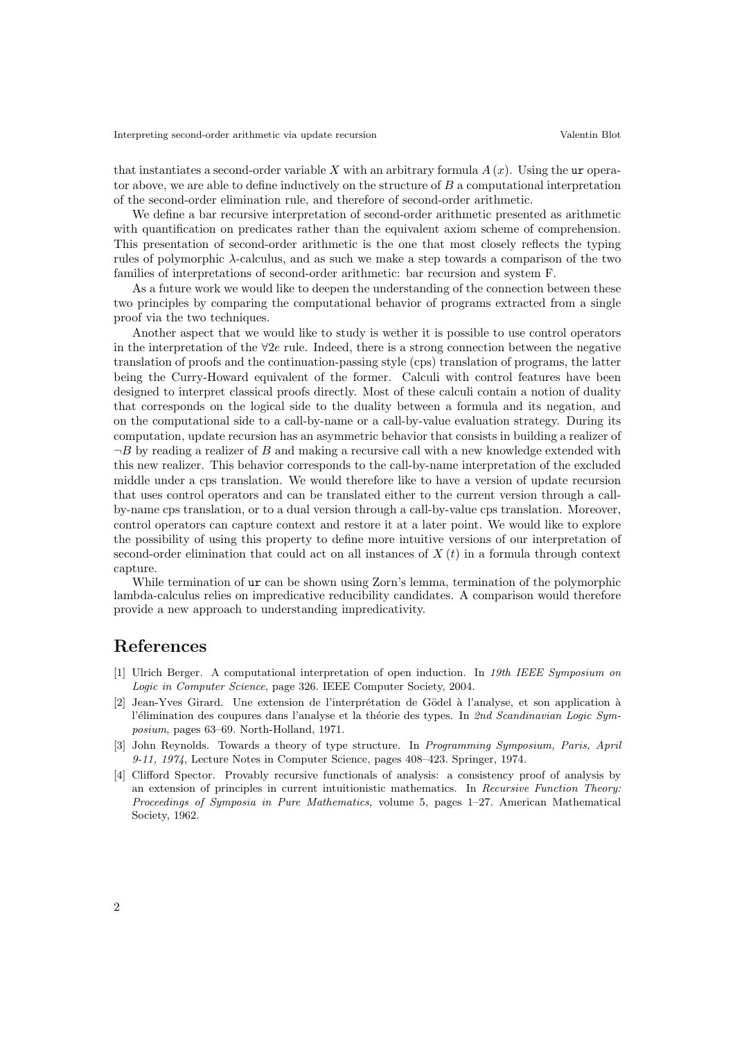that instantiates a second-order variable $X$ with an arbitrary formula $A(x)$. Using the `ur` operator above, we are able to define inductively on the structure of $B$ a computational interpretation of the second-order elimination rule, and therefore of second-order arithmetic.

We define a bar recursive interpretation of second-order arithmetic presented as arithmetic with quantification on predicates rather than the equivalent axiom scheme of comprehension. This presentation of second-order arithmetic is the one that most closely reflects the typing rules of polymorphic $\lambda$-calculus, and as such we make a step towards a comparison of the two families of interpretations of second-order arithmetic: bar recursion and system F.

As a future work we would like to deepen the understanding of the connection between these two principles by comparing the computational behavior of programs extracted from a single proof via the two techniques.

Another aspect that we would like to study is wether it is possible to use control operators in the interpretation of the $\forall 2e$ rule. Indeed, there is a strong connection between the negative translation of proofs and the continuation-passing style (cps) translation of programs, the latter being the Curry-Howard equivalent of the former. Calculi with control features have been designed to interpret classical proofs directly. Most of these calculi contain a notion of duality that corresponds on the logical side to the duality between a formula and its negation, and on the computational side to a call-by-name or a call-by-value evaluation strategy. During its computation, update recursion has an asymmetric behavior that consists in building a realizer of $\neg B$ by reading a realizer of $B$ and making a recursive call with a new knowledge extended with this new realizer. This behavior corresponds to the call-by-name interpretation of the excluded middle under a cps translation. We would therefore like to have a version of update recursion that uses control operators and can be translated either to the current version through a call-by-name cps translation, or to a dual version through a call-by-value cps translation. Moreover, control operators can capture context and restore it at a later point. We would like to explore the possibility of using this property to define more intuitive versions of our interpretation of second-order elimination that could act on all instances of $X(t)$ in a formula through context capture.

While termination of `ur` can be shown using Zorn's lemma, termination of the polymorphic lambda-calculus relies on impredicative reducibility candidates. A comparison would therefore provide a new approach to understanding impredicativity.

# References

[1] Ulrich Berger. A computational interpretation of open induction. In *19th IEEE Symposium on Logic in Computer Science*, page 326. IEEE Computer Society, 2004.

[2] Jean-Yves Girard. Une extension de l'interprétation de Gödel à l'analyse, et son application à l'élimination des coupures dans l'analyse et la théorie des types. In *2nd Scandinavian Logic Symposium*, pages 63–69. North-Holland, 1971.

[3] John Reynolds. Towards a theory of type structure. In *Programming Symposium, Paris, April 9-11, 1974*, Lecture Notes in Computer Science, pages 408–423. Springer, 1974.

[4] Clifford Spector. Provably recursive functionals of analysis: a consistency proof of analysis by an extension of principles in current intuitionistic mathematics. In *Recursive Function Theory: Proceedings of Symposia in Pure Mathematics*, volume 5, pages 1–27. American Mathematical Society, 1962.